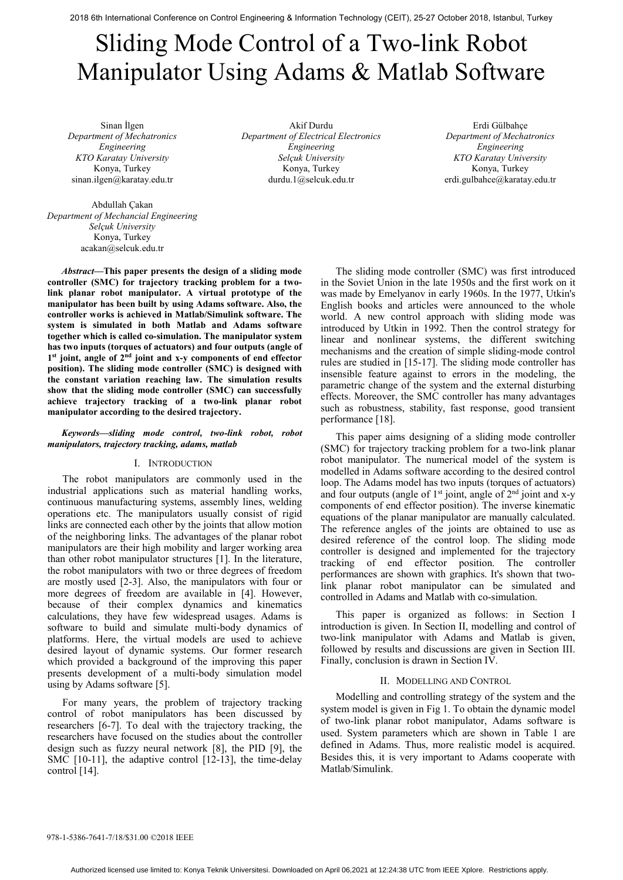# Sliding Mode Control of a Two-link Robot Manipulator Using Adams & Matlab Software

Sinan İlgen
*Department of Mechatronics Engineering*
*KTO Karatay University*
Konya, Turkey
sinan.ilgen@karatay.edu.tr

Akif Durdu
*Department of Electrical Electronics Engineering*
*Selçuk University*
Konya, Turkey
durdu.1@selcuk.edu.tr

Erdi Gülbahçe
*Department of Mechatronics Engineering*
*KTO Karatay University*
Konya, Turkey
erdi.gulbahce@karatay.edu.tr

Abdullah Çakan
*Department of Mechancial Engineering*
*Selçuk University*
Konya, Turkey
acakan@selcuk.edu.tr

***Abstract*—This paper presents the design of a sliding mode controller (SMC) for trajectory tracking problem for a two-link planar robot manipulator. A virtual prototype of the manipulator has been built by using Adams software. Also, the controller works is achieved in Matlab/Simulink software. The system is simulated in both Matlab and Adams software together which is called co-simulation. The manipulator system has two inputs (torques of actuators) and four outputs (angle of 1st joint, angle of 2nd joint and x-y components of end effector position). The sliding mode controller (SMC) is designed with the constant variation reaching law. The simulation results show that the sliding mode controller (SMC) can successfully achieve trajectory tracking of a two-link planar robot manipulator according to the desired trajectory.**

***Keywords*—sliding mode control, two-link robot, robot manipulators, trajectory tracking, adams, matlab**

## I. Introduction

The robot manipulators are commonly used in the industrial applications such as material handling works, continuous manufacturing systems, assembly lines, welding operations etc. The manipulators usually consist of rigid links are connected each other by the joints that allow motion of the neighboring links. The advantages of the planar robot manipulators are their high mobility and larger working area than other robot manipulator structures [1]. In the literature, the robot manipulators with two or three degrees of freedom are mostly used [2-3]. Also, the manipulators with four or more degrees of freedom are available in [4]. However, because of their complex dynamics and kinematics calculations, they have few widespread usages. Adams is software to build and simulate multi-body dynamics of platforms. Here, the virtual models are used to achieve desired layout of dynamic systems. Our former research which provided a background of the improving this paper presents development of a multi-body simulation model using by Adams software [5].

For many years, the problem of trajectory tracking control of robot manipulators has been discussed by researchers [6-7]. To deal with the trajectory tracking, the researchers have focused on the studies about the controller design such as fuzzy neural network [8], the PID [9], the SMC [10-11], the adaptive control [12-13], the time-delay control [14].

The sliding mode controller (SMC) was first introduced in the Soviet Union in the late 1950s and the first work on it was made by Emelyanov in early 1960s. In the 1977, Utkin's English books and articles were announced to the whole world. A new control approach with sliding mode was introduced by Utkin in 1992. Then the control strategy for linear and nonlinear systems, the different switching mechanisms and the creation of simple sliding-mode control rules are studied in [15-17]. The sliding mode controller has insensible feature against to errors in the modeling, the parametric change of the system and the external disturbing effects. Moreover, the SMC controller has many advantages such as robustness, stability, fast response, good transient performance [18].

This paper aims designing of a sliding mode controller (SMC) for trajectory tracking problem for a two-link planar robot manipulator. The numerical model of the system is modelled in Adams software according to the desired control loop. The Adams model has two inputs (torques of actuators) and four outputs (angle of 1st joint, angle of 2nd joint and x-y components of end effector position). The inverse kinematic equations of the planar manipulator are manually calculated. The reference angles of the joints are obtained to use as desired reference of the control loop. The sliding mode controller is designed and implemented for the trajectory tracking of end effector position. The controller performances are shown with graphics. It's shown that two-link planar robot manipulator can be simulated and controlled in Adams and Matlab with co-simulation.

This paper is organized as follows: in Section I introduction is given. In Section II, modelling and control of two-link manipulator with Adams and Matlab is given, followed by results and discussions are given in Section III. Finally, conclusion is drawn in Section IV.

## II. Modelling and Control

Modelling and controlling strategy of the system and the system model is given in Fig 1. To obtain the dynamic model of two-link planar robot manipulator, Adams software is used. System parameters which are shown in Table 1 are defined in Adams. Thus, more realistic model is acquired. Besides this, it is very important to Adams cooperate with Matlab/Simulink.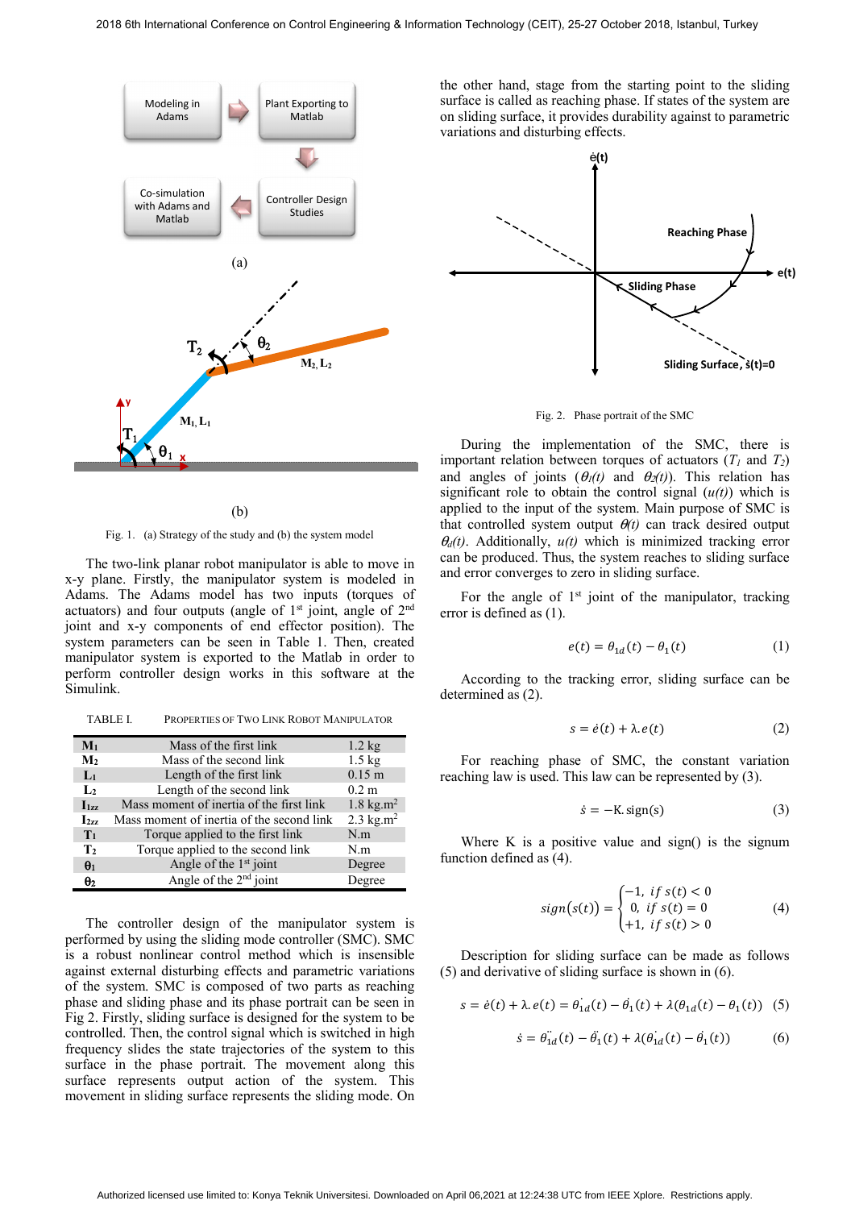(a)

(b)

Fig. 1. (a) Strategy of the study and (b) the system model

The two-link planar robot manipulator is able to move in x-y plane. Firstly, the manipulator system is modeled in Adams. The Adams model has two inputs (torques of actuators) and four outputs (angle of 1st joint, angle of 2nd joint and x-y components of end effector position). The system parameters can be seen in Table 1. Then, created manipulator system is exported to the Matlab in order to perform controller design works in this software at the Simulink.

TABLE I. PROPERTIES OF TWO LINK ROBOT MANIPULATOR

| | | |
|---|---|---|
| $M_1$ | Mass of the first link | 1.2 kg |
| $M_2$ | Mass of the second link | 1.5 kg |
| $L_1$ | Length of the first link | 0.15 m |
| $L_2$ | Length of the second link | 0.2 m |
| $I_{1zz}$ | Mass moment of inertia of the first link | 1.8 kg.m$^2$ |
| $I_{2zz}$ | Mass moment of inertia of the second link | 2.3 kg.m$^2$ |
| $T_1$ | Torque applied to the first link | N.m |
| $T_2$ | Torque applied to the second link | N.m |
| $\theta_1$ | Angle of the 1st joint | Degree |
| $\theta_2$ | Angle of the 2nd joint | Degree |

The controller design of the manipulator system is performed by using the sliding mode controller (SMC). SMC is a robust nonlinear control method which is insensible against external disturbing effects and parametric variations of the system. SMC is composed of two parts as reaching phase and sliding phase and its phase portrait can be seen in Fig 2. Firstly, sliding surface is designed for the system to be controlled. Then, the control signal which is switched in high frequency slides the state trajectories of the system to this surface in the phase portrait. The movement along this surface represents output action of the system. This movement in sliding surface represents the sliding mode. On the other hand, stage from the starting point to the sliding surface is called as reaching phase. If states of the system are on sliding surface, it provides durability against to parametric variations and disturbing effects.

Fig. 2. Phase portrait of the SMC

During the implementation of the SMC, there is important relation between torques of actuators ($T_1$ and $T_2$) and angles of joints ($\theta_1(t)$ and $\theta_2(t)$). This relation has significant role to obtain the control signal ($u(t)$) which is applied to the input of the system. Main purpose of SMC is that controlled system output $\theta(t)$ can track desired output $\theta_d(t)$. Additionally, $u(t)$ which is minimized tracking error can be produced. Thus, the system reaches to sliding surface and error converges to zero in sliding surface.

For the angle of 1st joint of the manipulator, tracking error is defined as (1).

$$e(t) = \theta_{1d}(t) - \theta_1(t) \tag{1}$$

According to the tracking error, sliding surface can be determined as (2).

$$s = \dot{e}(t) + \lambda . e(t) \tag{2}$$

For reaching phase of SMC, the constant variation reaching law is used. This law can be represented by (3).

$$\dot{s} = -K.\,\mathrm{sign}(s) \tag{3}$$

Where K is a positive value and sign() is the signum function defined as (4).

$$sign(s(t)) = \begin{cases} -1, & if\ s(t) < 0 \\ 0, & if\ s(t) = 0 \\ +1, & if\ s(t) > 0 \end{cases} \tag{4}$$

Description for sliding surface can be made as follows (5) and derivative of sliding surface is shown in (6).

$$s = \dot{e}(t) + \lambda . e(t) = \dot{\theta}_{1d}(t) - \dot{\theta}_1(t) + \lambda(\theta_{1d}(t) - \theta_1(t)) \tag{5}$$

$$\dot{s} = \ddot{\theta}_{1d}(t) - \ddot{\theta}_1(t) + \lambda(\dot{\theta}_{1d}(t) - \dot{\theta}_1(t)) \tag{6}$$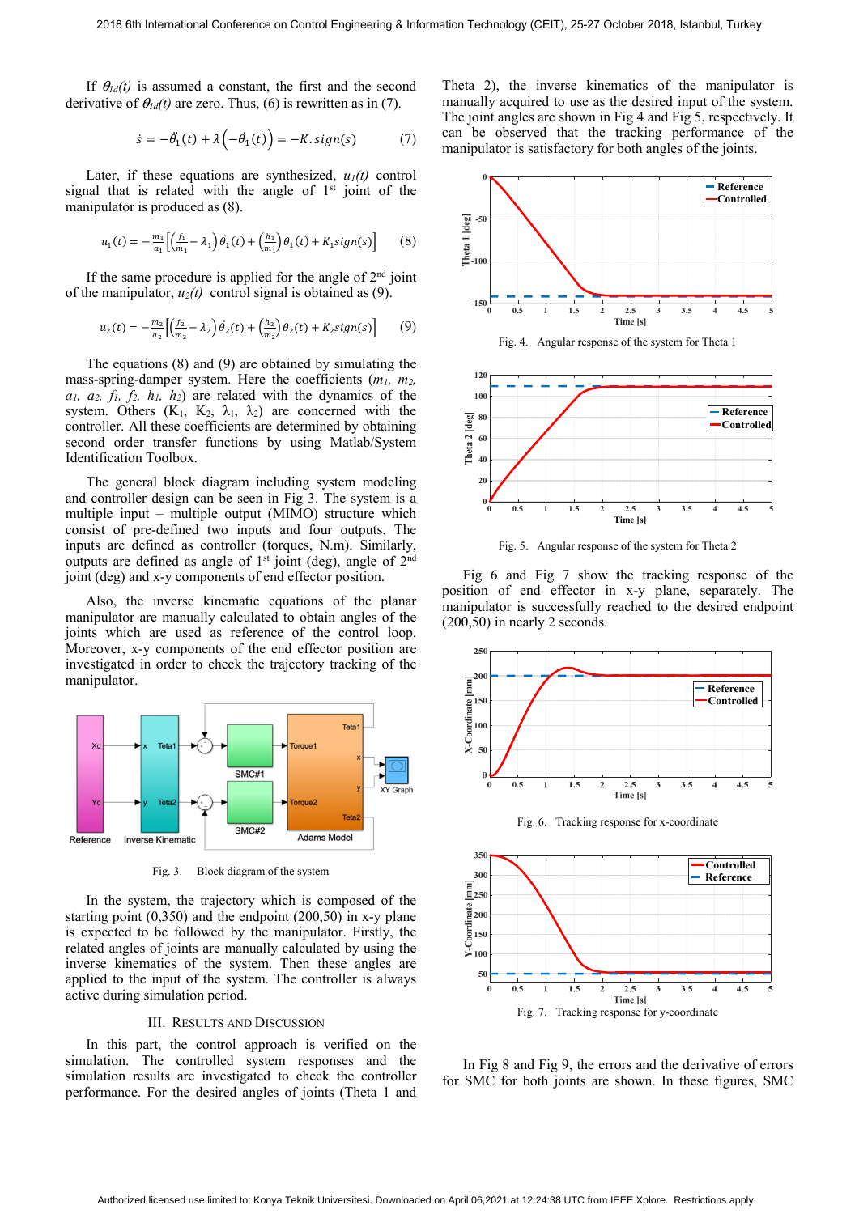If $\theta_{1d}(t)$ is assumed a constant, the first and the second derivative of $\theta_{1d}(t)$ are zero. Thus, (6) is rewritten as in (7).

$$\dot{s} = -\ddot{\theta}_1(t) + \lambda\left(-\dot{\theta}_1(t)\right) = -K.sign(s) \tag{7}$$

Later, if these equations are synthesized, $u_1(t)$ control signal that is related with the angle of 1st joint of the manipulator is produced as (8).

$$u_1(t) = -\frac{m_1}{a_1}\left[\left(\frac{f_1}{m_1} - \lambda_1\right)\dot{\theta}_1(t) + \left(\frac{h_1}{m_1}\right)\theta_1(t) + K_1 sign(s)\right] \tag{8}$$

If the same procedure is applied for the angle of 2nd joint of the manipulator, $u_2(t)$ control signal is obtained as (9).

$$u_2(t) = -\frac{m_2}{a_2}\left[\left(\frac{f_2}{m_2} - \lambda_2\right)\dot{\theta}_2(t) + \left(\frac{h_2}{m_2}\right)\theta_2(t) + K_2 sign(s)\right] \tag{9}$$

The equations (8) and (9) are obtained by simulating the mass-spring-damper system. Here the coefficients ($m_1$, $m_2$, $a_1$, $a_2$, $f_1$, $f_2$, $h_1$, $h_2$) are related with the dynamics of the system. Others ($K_1$, $K_2$, $\lambda_1$, $\lambda_2$) are concerned with the controller. All these coefficients are determined by obtaining second order transfer functions by using Matlab/System Identification Toolbox.

The general block diagram including system modeling and controller design can be seen in Fig 3. The system is a multiple input – multiple output (MIMO) structure which consist of pre-defined two inputs and four outputs. The inputs are defined as controller (torques, N.m). Similarly, outputs are defined as angle of 1st joint (deg), angle of 2nd joint (deg) and x-y components of end effector position.

Also, the inverse kinematic equations of the planar manipulator are manually calculated to obtain angles of the joints which are used as reference of the control loop. Moreover, x-y components of the end effector position are investigated in order to check the trajectory tracking of the manipulator.

Fig. 3. Block diagram of the system

In the system, the trajectory which is composed of the starting point (0,350) and the endpoint (200,50) in x-y plane is expected to be followed by the manipulator. Firstly, the related angles of joints are manually calculated by using the inverse kinematics of the system. Then these angles are applied to the input of the system. The controller is always active during simulation period.

## III. Results and Discussion

In this part, the control approach is verified on the simulation. The controlled system responses and the simulation results are investigated to check the controller performance. For the desired angles of joints (Theta 1 and Theta 2), the inverse kinematics of the manipulator is manually acquired to use as the desired input of the system. The joint angles are shown in Fig 4 and Fig 5, respectively. It can be observed that the tracking performance of the manipulator is satisfactory for both angles of the joints.

Fig. 4. Angular response of the system for Theta 1

Fig. 5. Angular response of the system for Theta 2

Fig 6 and Fig 7 show the tracking response of the position of end effector in x-y plane, separately. The manipulator is successfully reached to the desired endpoint (200,50) in nearly 2 seconds.

Fig. 6. Tracking response for x-coordinate

Fig. 7. Tracking response for y-coordinate

In Fig 8 and Fig 9, the errors and the derivative of errors for SMC for both joints are shown. In these figures, SMC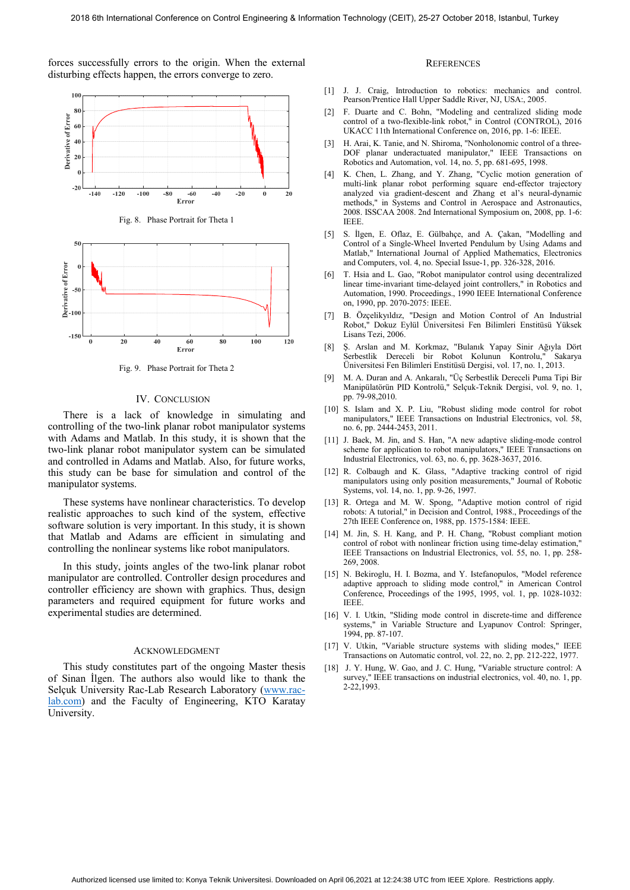forces successfully errors to the origin. When the external disturbing effects happen, the errors converge to zero.

100
80
60
40
20
0
-20
Derivative of Error
-140 -120 -100 -80 -60 -40 -20 0 20
Error

Fig. 8. Phase Portrait for Theta 1

50
0
-50
-100
-150
Derivative of Error
0 20 40 60 80 100 120
Error

Fig. 9. Phase Portrait for Theta 2

## IV. CONCLUSION

There is a lack of knowledge in simulating and controlling of the two-link planar robot manipulator systems with Adams and Matlab. In this study, it is shown that the two-link planar robot manipulator system can be simulated and controlled in Adams and Matlab. Also, for future works, this study can be base for simulation and control of the manipulator systems.

These systems have nonlinear characteristics. To develop realistic approaches to such kind of the system, effective software solution is very important. In this study, it is shown that Matlab and Adams are efficient in simulating and controlling the nonlinear systems like robot manipulators.

In this study, joints angles of the two-link planar robot manipulator are controlled. Controller design procedures and controller efficiency are shown with graphics. Thus, design parameters and required equipment for future works and experimental studies are determined.

## ACKNOWLEDGMENT

This study constitutes part of the ongoing Master thesis of Sinan İlgen. The authors also would like to thank the Selçuk University Rac-Lab Research Laboratory (www.rac-lab.com) and the Faculty of Engineering, KTO Karatay University.

## REFERENCES

[1] J. J. Craig, Introduction to robotics: mechanics and control. Pearson/Prentice Hall Upper Saddle River, NJ, USA:, 2005.

[2] F. Duarte and C. Bohn, "Modeling and centralized sliding mode control of a two-flexible-link robot," in Control (CONTROL), 2016 UKACC 11th International Conference on, 2016, pp. 1-6: IEEE.

[3] H. Arai, K. Tanie, and N. Shiroma, "Nonholonomic control of a three-DOF planar underactuated manipulator," IEEE Transactions on Robotics and Automation, vol. 14, no. 5, pp. 681-695, 1998.

[4] K. Chen, L. Zhang, and Y. Zhang, "Cyclic motion generation of multi-link planar robot performing square end-effector trajectory analyzed via gradient-descent and Zhang et al's neural-dynamic methods," in Systems and Control in Aerospace and Astronautics, 2008. ISSCAA 2008. 2nd International Symposium on, 2008, pp. 1-6: IEEE.

[5] S. İlgen, E. Oflaz, E. Gülbahçe, and A. Çakan, "Modelling and Control of a Single-Wheel Inverted Pendulum by Using Adams and Matlab," International Journal of Applied Mathematics, Electronics and Computers, vol. 4, no. Special Issue-1, pp. 326-328, 2016.

[6] T. Hsia and L. Gao, "Robot manipulator control using decentralized linear time-invariant time-delayed joint controllers," in Robotics and Automation, 1990. Proceedings., 1990 IEEE International Conference on, 1990, pp. 2070-2075: IEEE.

[7] B. Özçelikyıldız, "Design and Motion Control of An Industrial Robot," Dokuz Eylül Üniversitesi Fen Bilimleri Enstitüsü Yüksek Lisans Tezi, 2006.

[8] Ş. Arslan and M. Korkmaz, "Bulanık Yapay Sinir Ağıyla Dört Serbestlik Dereceli bir Robot Kolunun Kontrolu," Sakarya Üniversitesi Fen Bilimleri Enstitüsü Dergisi, vol. 17, no. 1, 2013.

[9] M. A. Duran and A. Ankaralı, "Üç Serbestlik Dereceli Puma Tipi Bir Manipülatörün PID Kontrolü," Selçuk-Teknik Dergisi, vol. 9, no. 1, pp. 79-98,2010.

[10] S. Islam and X. P. Liu, "Robust sliding mode control for robot manipulators," IEEE Transactions on Industrial Electronics, vol. 58, no. 6, pp. 2444-2453, 2011.

[11] J. Baek, M. Jin, and S. Han, "A new adaptive sliding-mode control scheme for application to robot manipulators," IEEE Transactions on Industrial Electronics, vol. 63, no. 6, pp. 3628-3637, 2016.

[12] R. Colbaugh and K. Glass, "Adaptive tracking control of rigid manipulators using only position measurements," Journal of Robotic Systems, vol. 14, no. 1, pp. 9-26, 1997.

[13] R. Ortega and M. W. Spong, "Adaptive motion control of rigid robots: A tutorial," in Decision and Control, 1988., Proceedings of the 27th IEEE Conference on, 1988, pp. 1575-1584: IEEE.

[14] M. Jin, S. H. Kang, and P. H. Chang, "Robust compliant motion control of robot with nonlinear friction using time-delay estimation," IEEE Transactions on Industrial Electronics, vol. 55, no. 1, pp. 258-269, 2008.

[15] N. Bekiroglu, H. I. Bozma, and Y. Istefanopulos, "Model reference adaptive approach to sliding mode control," in American Control Conference, Proceedings of the 1995, 1995, vol. 1, pp. 1028-1032: IEEE.

[16] V. I. Utkin, "Sliding mode control in discrete-time and difference systems," in Variable Structure and Lyapunov Control: Springer, 1994, pp. 87-107.

[17] V. Utkin, "Variable structure systems with sliding modes," IEEE Transactions on Automatic control, vol. 22, no. 2, pp. 212-222, 1977.

[18] J. Y. Hung, W. Gao, and J. C. Hung, "Variable structure control: A survey," IEEE transactions on industrial electronics, vol. 40, no. 1, pp. 2-22,1993.